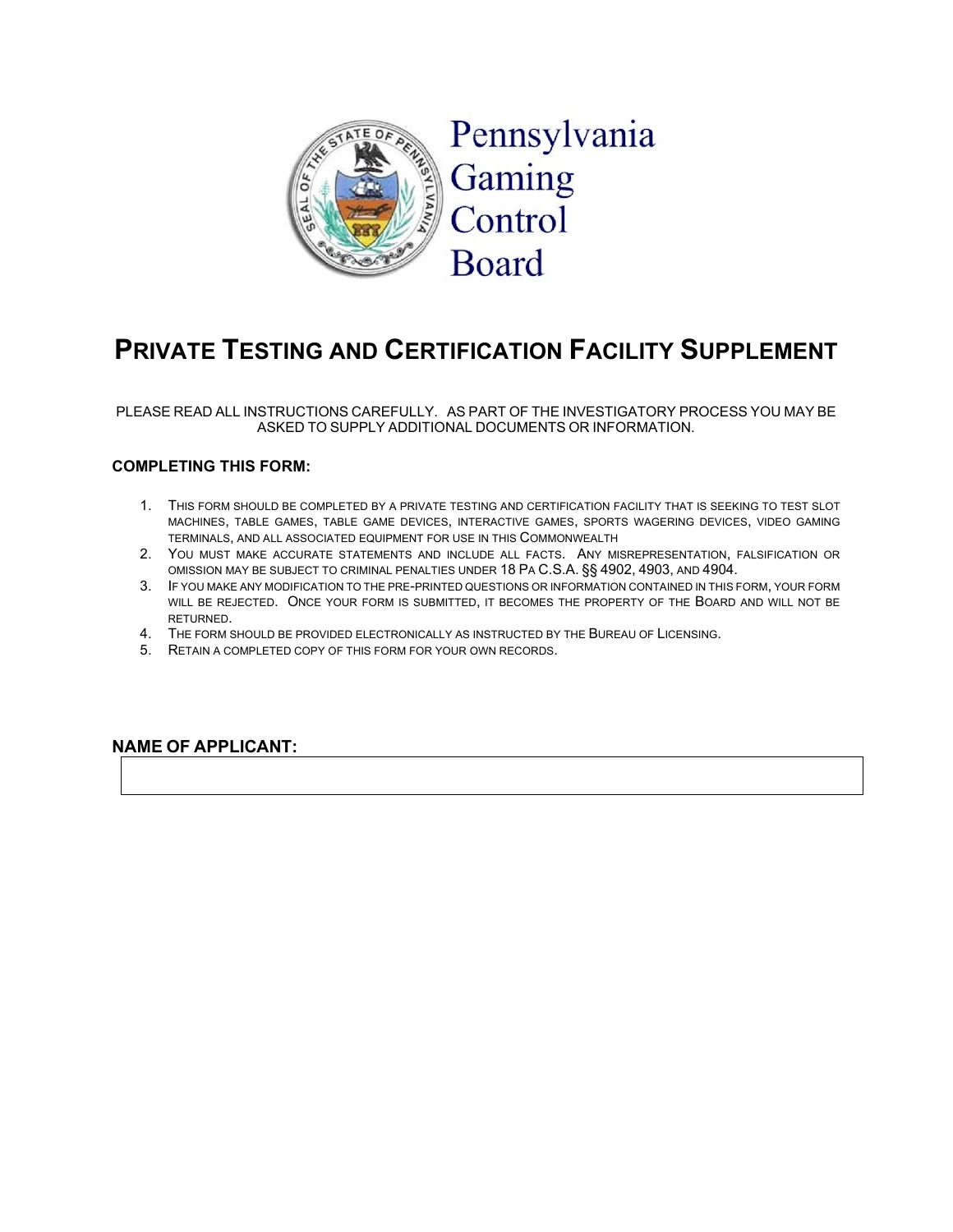Pennsylvania Gaming Control Board

# Private Testing and Certification Facility Supplement

PLEASE READ ALL INSTRUCTIONS CAREFULLY. AS PART OF THE INVESTIGATORY PROCESS YOU MAY BE ASKED TO SUPPLY ADDITIONAL DOCUMENTS OR INFORMATION.

### COMPLETING THIS FORM:

1. This form should be completed by a private testing and certification facility that is seeking to test slot machines, table games, table game devices, interactive games, sports wagering devices, video gaming terminals, and all associated equipment for use in this Commonwealth
2. You must make accurate statements and include all facts. Any misrepresentation, falsification or omission may be subject to criminal penalties under 18 Pa C.S.A. §§ 4902, 4903, and 4904.
3. If you make any modification to the pre-printed questions or information contained in this form, your form will be rejected. Once your form is submitted, it becomes the property of the Board and will not be returned.
4. The form should be provided electronically as instructed by the Bureau of Licensing.
5. Retain a completed copy of this form for your own records.

### NAME OF APPLICANT:

| |
|---|
| |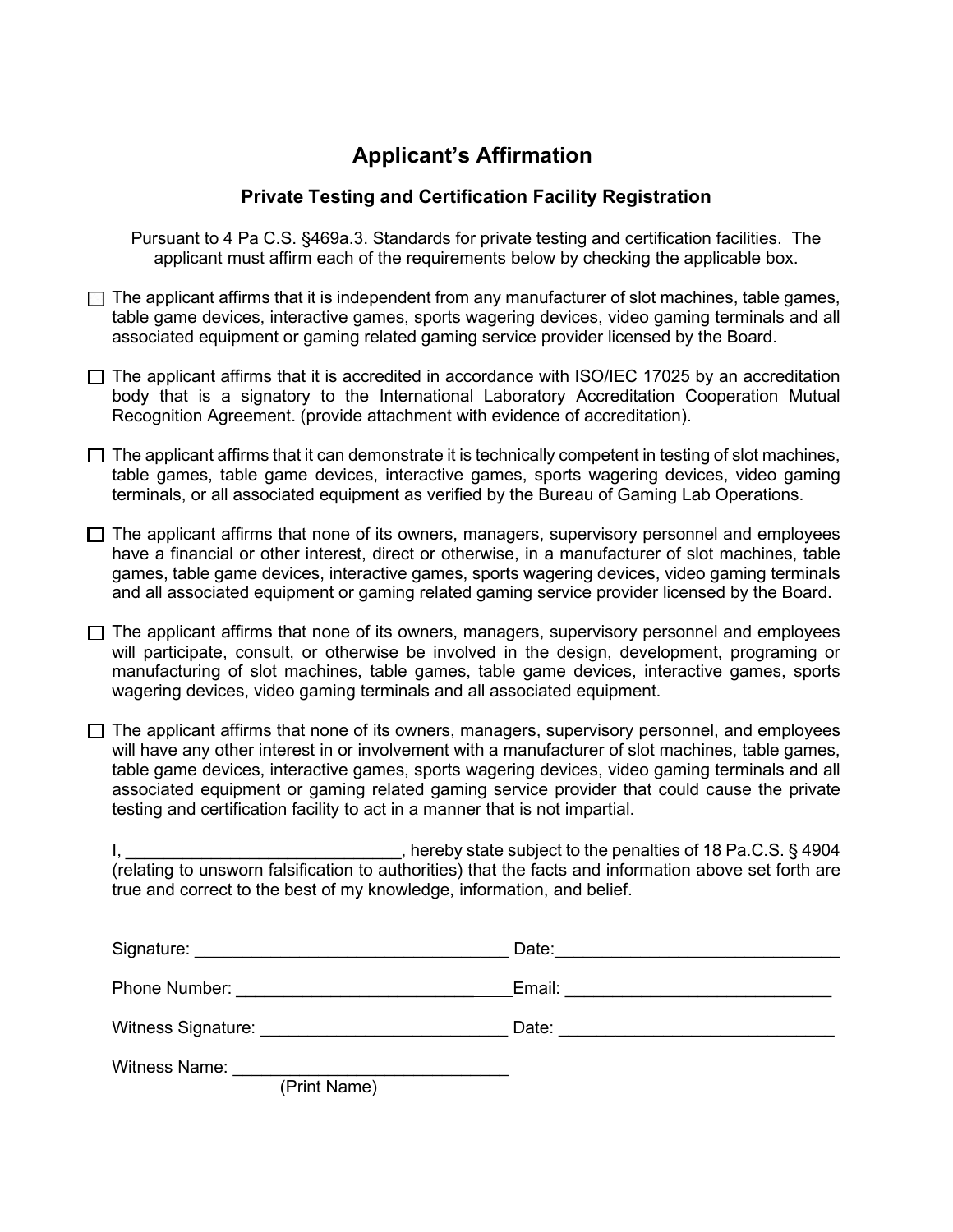# Applicant's Affirmation

## Private Testing and Certification Facility Registration

Pursuant to 4 Pa C.S. §469a.3. Standards for private testing and certification facilities. The applicant must affirm each of the requirements below by checking the applicable box.

☐ The applicant affirms that it is independent from any manufacturer of slot machines, table games, table game devices, interactive games, sports wagering devices, video gaming terminals and all associated equipment or gaming related gaming service provider licensed by the Board.

☐ The applicant affirms that it is accredited in accordance with ISO/IEC 17025 by an accreditation body that is a signatory to the International Laboratory Accreditation Cooperation Mutual Recognition Agreement. (provide attachment with evidence of accreditation).

☐ The applicant affirms that it can demonstrate it is technically competent in testing of slot machines, table games, table game devices, interactive games, sports wagering devices, video gaming terminals, or all associated equipment as verified by the Bureau of Gaming Lab Operations.

☐ The applicant affirms that none of its owners, managers, supervisory personnel and employees have a financial or other interest, direct or otherwise, in a manufacturer of slot machines, table games, table game devices, interactive games, sports wagering devices, video gaming terminals and all associated equipment or gaming related gaming service provider licensed by the Board.

☐ The applicant affirms that none of its owners, managers, supervisory personnel and employees will participate, consult, or otherwise be involved in the design, development, programing or manufacturing of slot machines, table games, table game devices, interactive games, sports wagering devices, video gaming terminals and all associated equipment.

☐ The applicant affirms that none of its owners, managers, supervisory personnel, and employees will have any other interest in or involvement with a manufacturer of slot machines, table games, table game devices, interactive games, sports wagering devices, video gaming terminals and all associated equipment or gaming related gaming service provider that could cause the private testing and certification facility to act in a manner that is not impartial.

I, _____________________________, hereby state subject to the penalties of 18 Pa.C.S. § 4904 (relating to unsworn falsification to authorities) that the facts and information above set forth are true and correct to the best of my knowledge, information, and belief.

Signature: _________________________________ Date: ______________________________

Phone Number: ______________________________ Email: ____________________________

Witness Signature: __________________________ Date: ______________________________

Witness Name: _____________________________
(Print Name)